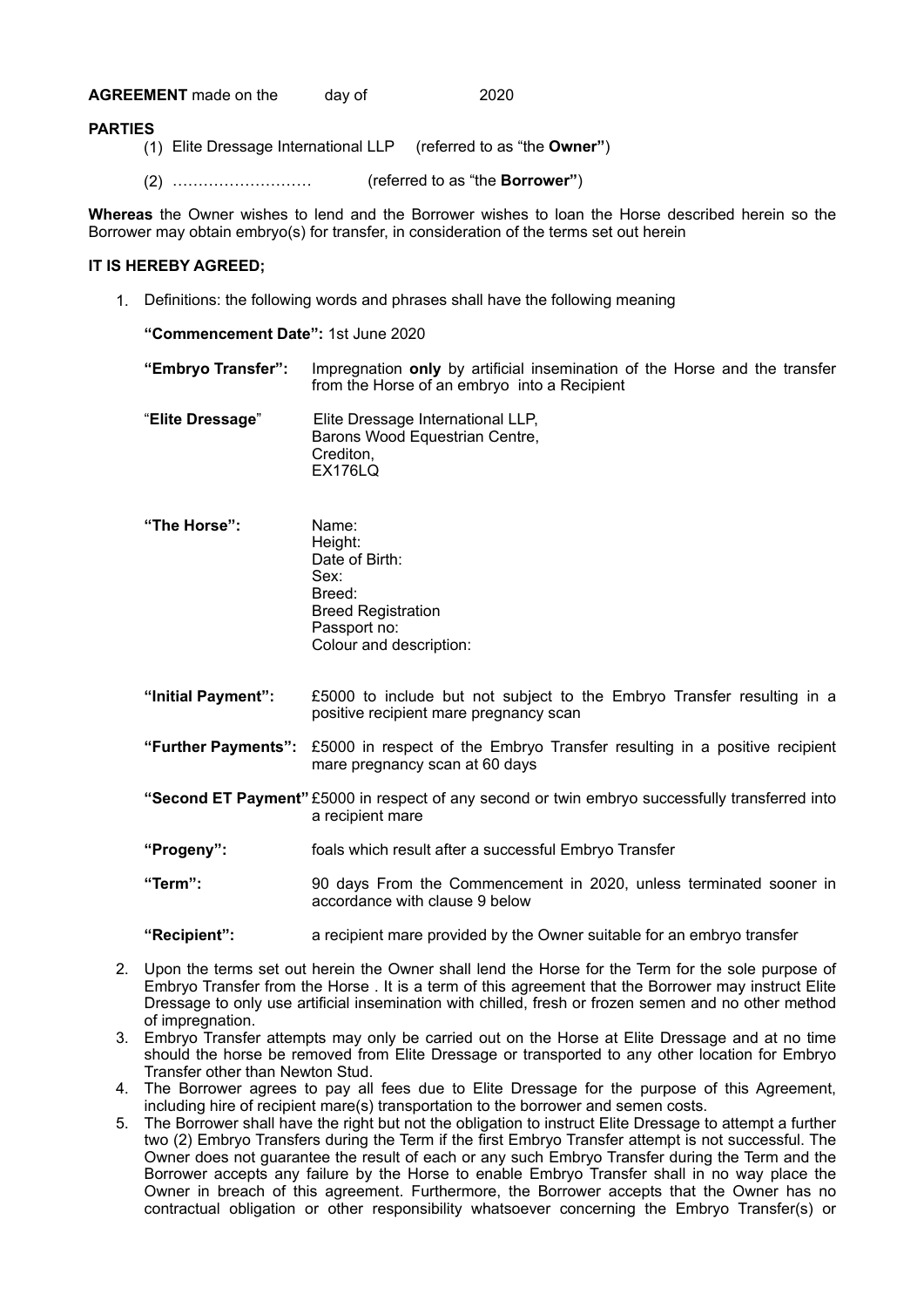**AGREEMENT** made on the day of 2020

**PARTIES**

(1) Elite Dressage International LLP (referred to as "the **Owner"**)

(2) ……………………… (referred to as "the **Borrower"**)

**Whereas** the Owner wishes to lend and the Borrower wishes to loan the Horse described herein so the Borrower may obtain embryo(s) for transfer, in consideration of the terms set out herein

**IT IS HEREBY AGREED;**

1. Definitions: the following words and phrases shall have the following meaning

   **"Commencement Date":** 1st June 2020

   **"Embryo Transfer":** Impregnation **only** by artificial insemination of the Horse and the transfer from the Horse of an embryo into a Recipient

   "**Elite Dressage**" Elite Dressage International LLP, Barons Wood Equestrian Centre, Crediton, EX176LQ

   **"The Horse":** Name:
   Height:
   Date of Birth:
   Sex:
   Breed:
   Breed Registration
   Passport no:
   Colour and description:

   **"Initial Payment":** £5000 to include but not subject to the Embryo Transfer resulting in a positive recipient mare pregnancy scan

   **"Further Payments":** £5000 in respect of the Embryo Transfer resulting in a positive recipient mare pregnancy scan at 60 days

   **"Second ET Payment"** £5000 in respect of any second or twin embryo successfully transferred into a recipient mare

   **"Progeny":** foals which result after a successful Embryo Transfer

   **"Term":** 90 days From the Commencement in 2020, unless terminated sooner in accordance with clause 9 below

   **"Recipient":** a recipient mare provided by the Owner suitable for an embryo transfer

2. Upon the terms set out herein the Owner shall lend the Horse for the Term for the sole purpose of Embryo Transfer from the Horse . It is a term of this agreement that the Borrower may instruct Elite Dressage to only use artificial insemination with chilled, fresh or frozen semen and no other method of impregnation.
3. Embryo Transfer attempts may only be carried out on the Horse at Elite Dressage and at no time should the horse be removed from Elite Dressage or transported to any other location for Embryo Transfer other than Newton Stud.
4. The Borrower agrees to pay all fees due to Elite Dressage for the purpose of this Agreement, including hire of recipient mare(s) transportation to the borrower and semen costs.
5. The Borrower shall have the right but not the obligation to instruct Elite Dressage to attempt a further two (2) Embryo Transfers during the Term if the first Embryo Transfer attempt is not successful. The Owner does not guarantee the result of each or any such Embryo Transfer during the Term and the Borrower accepts any failure by the Horse to enable Embryo Transfer shall in no way place the Owner in breach of this agreement. Furthermore, the Borrower accepts that the Owner has no contractual obligation or other responsibility whatsoever concerning the Embryo Transfer(s) or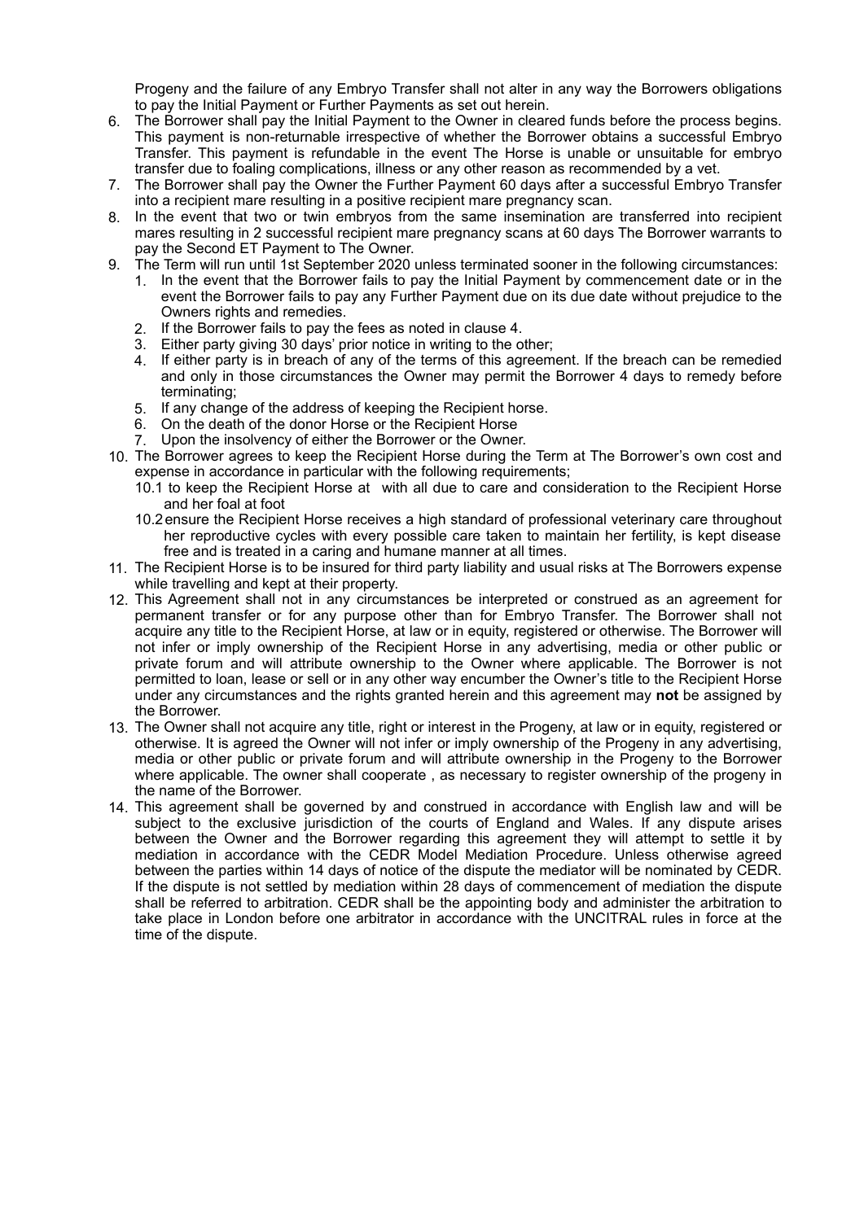Progeny and the failure of any Embryo Transfer shall not alter in any way the Borrowers obligations to pay the Initial Payment or Further Payments as set out herein.

6. The Borrower shall pay the Initial Payment to the Owner in cleared funds before the process begins. This payment is non-returnable irrespective of whether the Borrower obtains a successful Embryo Transfer. This payment is refundable in the event The Horse is unable or unsuitable for embryo transfer due to foaling complications, illness or any other reason as recommended by a vet.
7. The Borrower shall pay the Owner the Further Payment 60 days after a successful Embryo Transfer into a recipient mare resulting in a positive recipient mare pregnancy scan.
8. In the event that two or twin embryos from the same insemination are transferred into recipient mares resulting in 2 successful recipient mare pregnancy scans at 60 days The Borrower warrants to pay the Second ET Payment to The Owner.
9. The Term will run until 1st September 2020 unless terminated sooner in the following circumstances:
   1. In the event that the Borrower fails to pay the Initial Payment by commencement date or in the event the Borrower fails to pay any Further Payment due on its due date without prejudice to the Owners rights and remedies.
   2. If the Borrower fails to pay the fees as noted in clause 4.
   3. Either party giving 30 days' prior notice in writing to the other;
   4. If either party is in breach of any of the terms of this agreement. If the breach can be remedied and only in those circumstances the Owner may permit the Borrower 4 days to remedy before terminating;
   5. If any change of the address of keeping the Recipient horse.
   6. On the death of the donor Horse or the Recipient Horse
   7. Upon the insolvency of either the Borrower or the Owner.
10. The Borrower agrees to keep the Recipient Horse during the Term at The Borrower's own cost and expense in accordance in particular with the following requirements;
    10.1 to keep the Recipient Horse at with all due to care and consideration to the Recipient Horse and her foal at foot
    10.2 ensure the Recipient Horse receives a high standard of professional veterinary care throughout her reproductive cycles with every possible care taken to maintain her fertility, is kept disease free and is treated in a caring and humane manner at all times.
11. The Recipient Horse is to be insured for third party liability and usual risks at The Borrowers expense while travelling and kept at their property.
12. This Agreement shall not in any circumstances be interpreted or construed as an agreement for permanent transfer or for any purpose other than for Embryo Transfer. The Borrower shall not acquire any title to the Recipient Horse, at law or in equity, registered or otherwise. The Borrower will not infer or imply ownership of the Recipient Horse in any advertising, media or other public or private forum and will attribute ownership to the Owner where applicable. The Borrower is not permitted to loan, lease or sell or in any other way encumber the Owner's title to the Recipient Horse under any circumstances and the rights granted herein and this agreement may **not** be assigned by the Borrower.
13. The Owner shall not acquire any title, right or interest in the Progeny, at law or in equity, registered or otherwise. It is agreed the Owner will not infer or imply ownership of the Progeny in any advertising, media or other public or private forum and will attribute ownership in the Progeny to the Borrower where applicable. The owner shall cooperate , as necessary to register ownership of the progeny in the name of the Borrower.
14. This agreement shall be governed by and construed in accordance with English law and will be subject to the exclusive jurisdiction of the courts of England and Wales. If any dispute arises between the Owner and the Borrower regarding this agreement they will attempt to settle it by mediation in accordance with the CEDR Model Mediation Procedure. Unless otherwise agreed between the parties within 14 days of notice of the dispute the mediator will be nominated by CEDR. If the dispute is not settled by mediation within 28 days of commencement of mediation the dispute shall be referred to arbitration. CEDR shall be the appointing body and administer the arbitration to take place in London before one arbitrator in accordance with the UNCITRAL rules in force at the time of the dispute.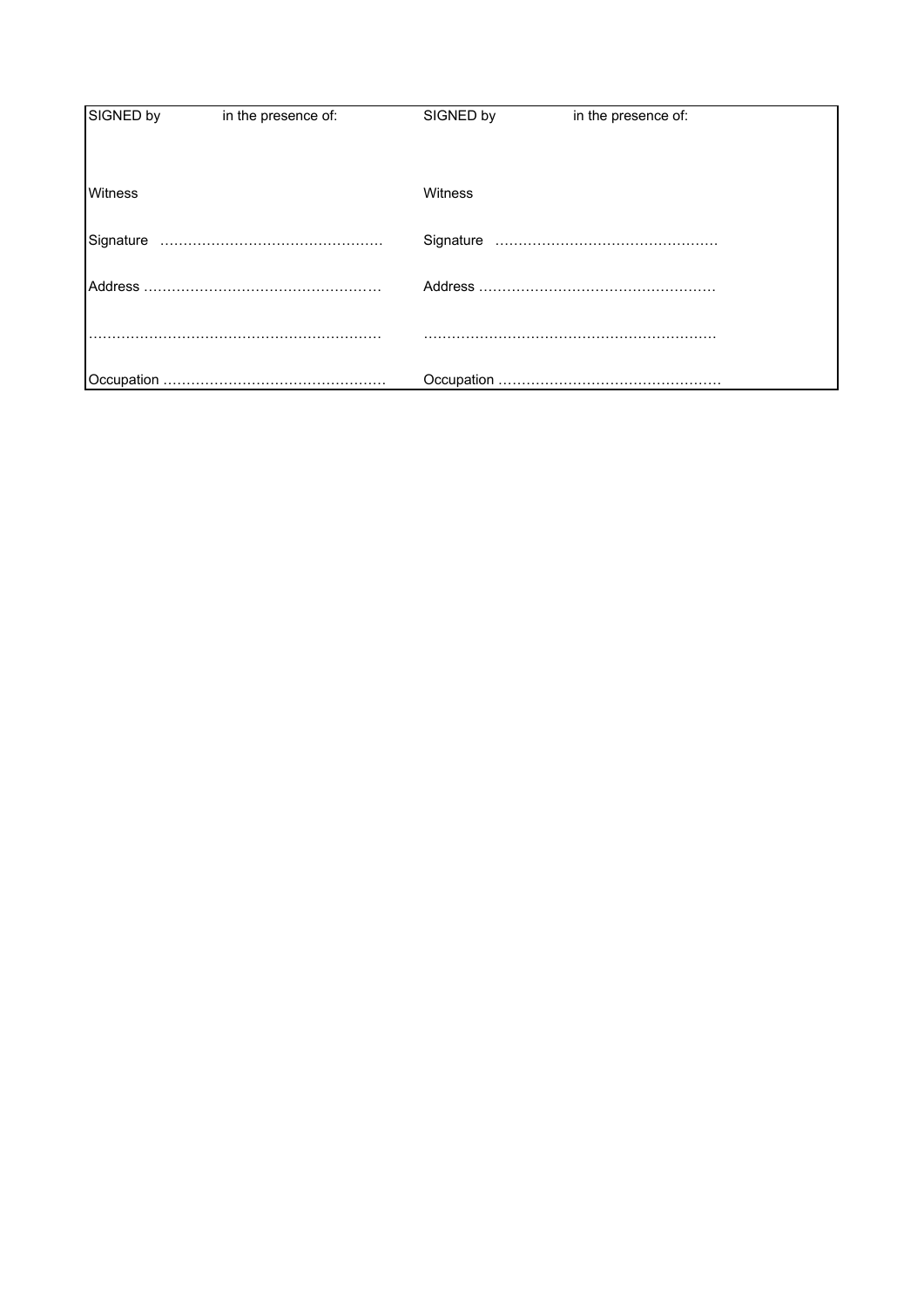| | |
|---|---|
| SIGNED by in the presence of: | SIGNED by in the presence of: |
| Witness | Witness |
| Signature ………………………………………… | Signature ………………………………………… |
| Address …………………………………………… | Address …………………………………………… |
| ……………………………………………………… | ……………………………………………………… |
| Occupation ………………………………………… | Occupation ………………………………………… |